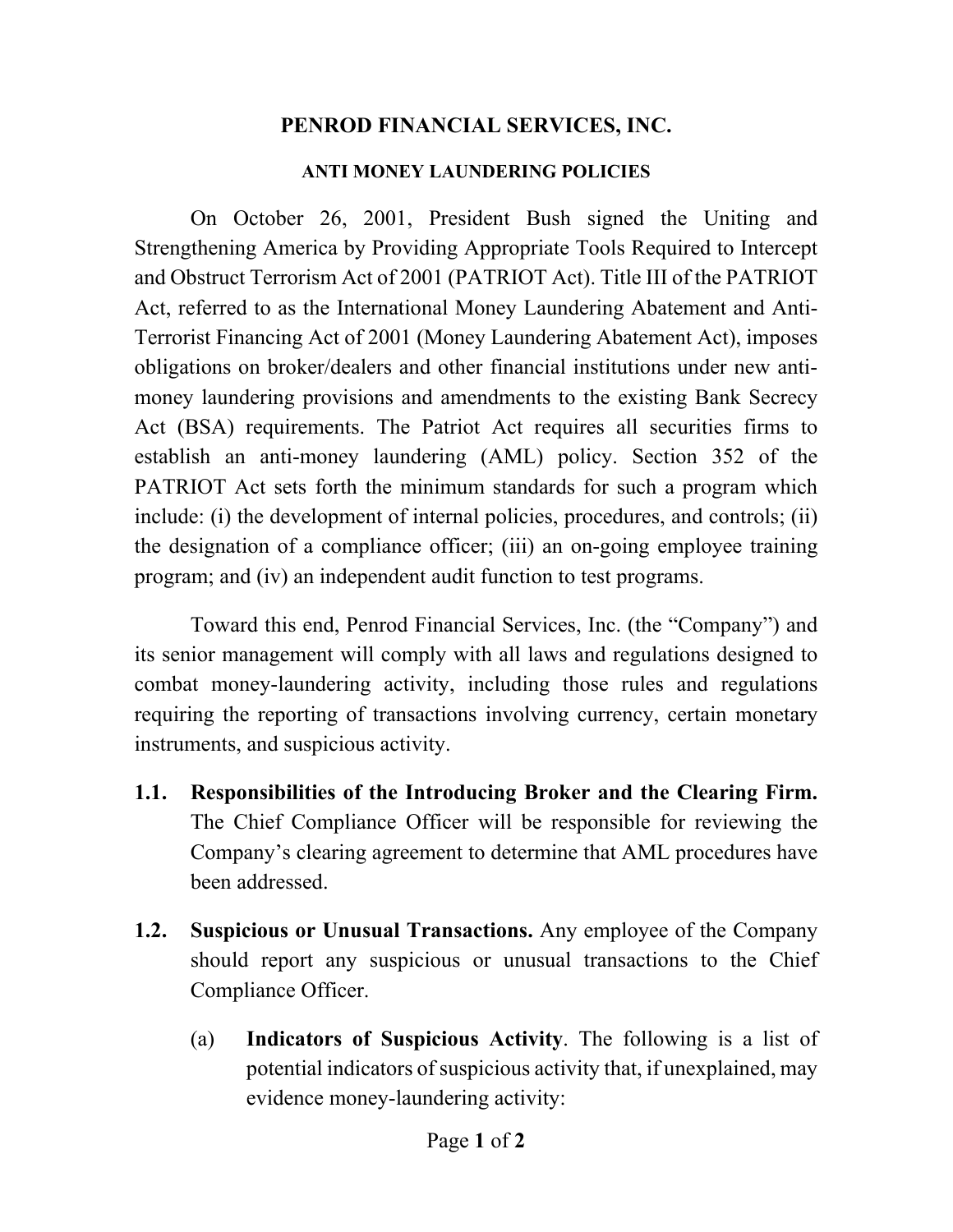# PENROD FINANCIAL SERVICES, INC.

## ANTI MONEY LAUNDERING POLICIES

On October 26, 2001, President Bush signed the Uniting and Strengthening America by Providing Appropriate Tools Required to Intercept and Obstruct Terrorism Act of 2001 (PATRIOT Act). Title III of the PATRIOT Act, referred to as the International Money Laundering Abatement and Anti-Terrorist Financing Act of 2001 (Money Laundering Abatement Act), imposes obligations on broker/dealers and other financial institutions under new anti-money laundering provisions and amendments to the existing Bank Secrecy Act (BSA) requirements. The Patriot Act requires all securities firms to establish an anti-money laundering (AML) policy. Section 352 of the PATRIOT Act sets forth the minimum standards for such a program which include: (i) the development of internal policies, procedures, and controls; (ii) the designation of a compliance officer; (iii) an on-going employee training program; and (iv) an independent audit function to test programs.

Toward this end, Penrod Financial Services, Inc. (the "Company") and its senior management will comply with all laws and regulations designed to combat money-laundering activity, including those rules and regulations requiring the reporting of transactions involving currency, certain monetary instruments, and suspicious activity.

**1.1. Responsibilities of the Introducing Broker and the Clearing Firm.** The Chief Compliance Officer will be responsible for reviewing the Company's clearing agreement to determine that AML procedures have been addressed.

**1.2. Suspicious or Unusual Transactions.** Any employee of the Company should report any suspicious or unusual transactions to the Chief Compliance Officer.

(a) **Indicators of Suspicious Activity**. The following is a list of potential indicators of suspicious activity that, if unexplained, may evidence money-laundering activity: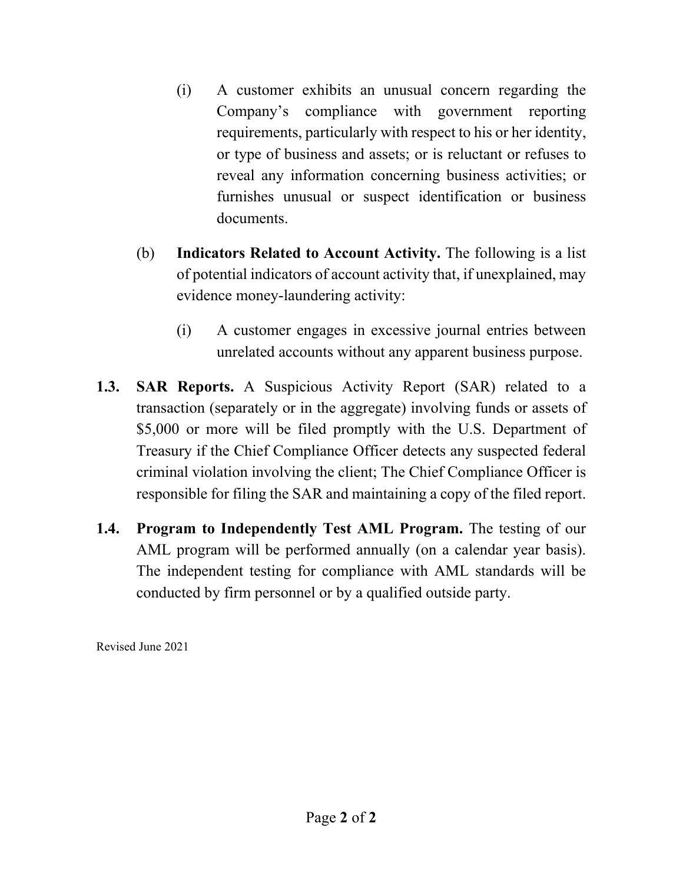(i) A customer exhibits an unusual concern regarding the Company's compliance with government reporting requirements, particularly with respect to his or her identity, or type of business and assets; or is reluctant or refuses to reveal any information concerning business activities; or furnishes unusual or suspect identification or business documents.

(b) **Indicators Related to Account Activity.** The following is a list of potential indicators of account activity that, if unexplained, may evidence money-laundering activity:

(i) A customer engages in excessive journal entries between unrelated accounts without any apparent business purpose.

**1.3. SAR Reports.** A Suspicious Activity Report (SAR) related to a transaction (separately or in the aggregate) involving funds or assets of $5,000 or more will be filed promptly with the U.S. Department of Treasury if the Chief Compliance Officer detects any suspected federal criminal violation involving the client; The Chief Compliance Officer is responsible for filing the SAR and maintaining a copy of the filed report.

**1.4. Program to Independently Test AML Program.** The testing of our AML program will be performed annually (on a calendar year basis). The independent testing for compliance with AML standards will be conducted by firm personnel or by a qualified outside party.

Revised June 2021